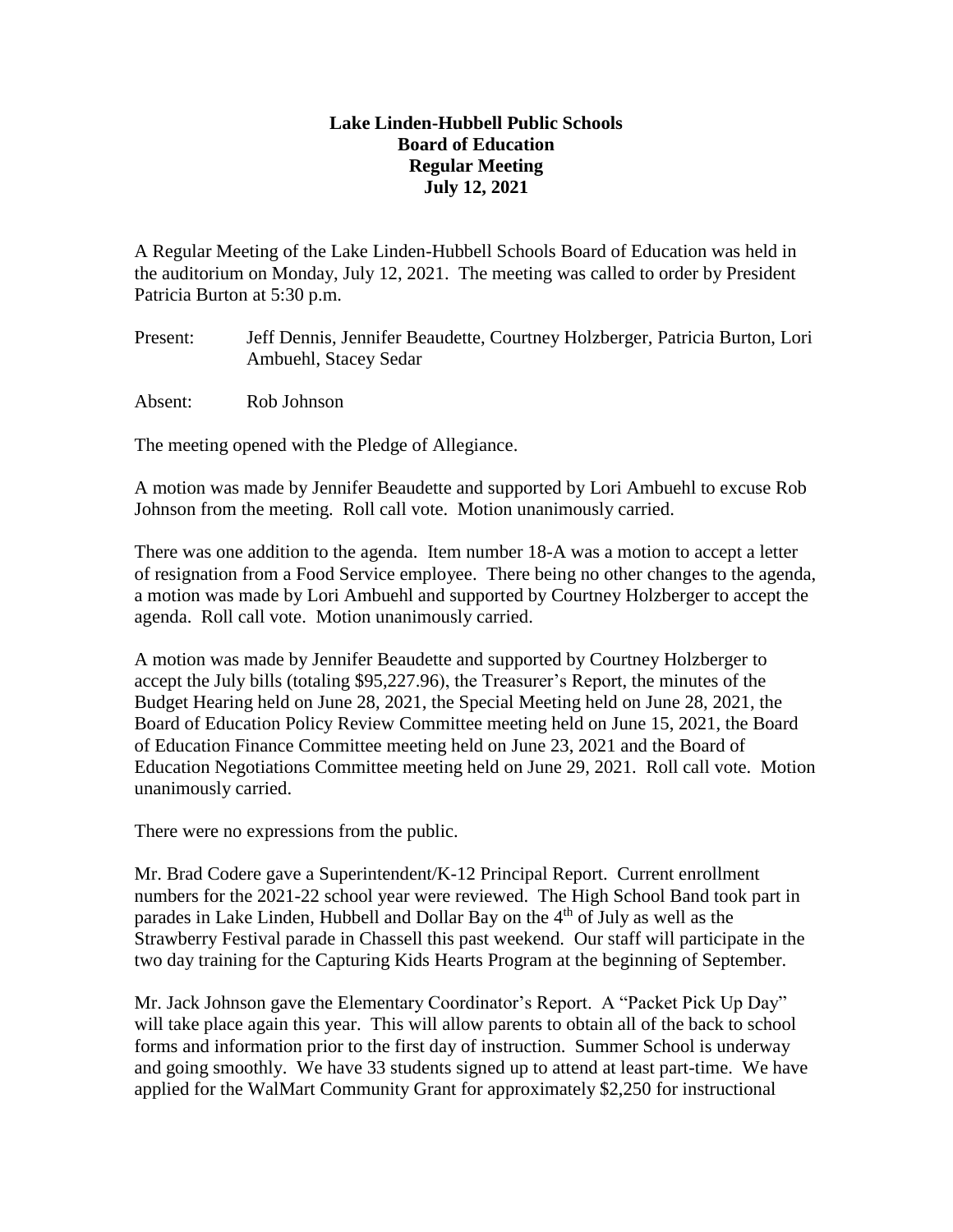**Lake Linden-Hubbell Public Schools**
**Board of Education**
**Regular Meeting**
**July 12, 2021**

A Regular Meeting of the Lake Linden-Hubbell Schools Board of Education was held in the auditorium on Monday, July 12, 2021. The meeting was called to order by President Patricia Burton at 5:30 p.m.

Present: Jeff Dennis, Jennifer Beaudette, Courtney Holzberger, Patricia Burton, Lori Ambuehl, Stacey Sedar

Absent: Rob Johnson

The meeting opened with the Pledge of Allegiance.

A motion was made by Jennifer Beaudette and supported by Lori Ambuehl to excuse Rob Johnson from the meeting. Roll call vote. Motion unanimously carried.

There was one addition to the agenda. Item number 18-A was a motion to accept a letter of resignation from a Food Service employee. There being no other changes to the agenda, a motion was made by Lori Ambuehl and supported by Courtney Holzberger to accept the agenda. Roll call vote. Motion unanimously carried.

A motion was made by Jennifer Beaudette and supported by Courtney Holzberger to accept the July bills (totaling $95,227.96), the Treasurer's Report, the minutes of the Budget Hearing held on June 28, 2021, the Special Meeting held on June 28, 2021, the Board of Education Policy Review Committee meeting held on June 15, 2021, the Board of Education Finance Committee meeting held on June 23, 2021 and the Board of Education Negotiations Committee meeting held on June 29, 2021. Roll call vote. Motion unanimously carried.

There were no expressions from the public.

Mr. Brad Codere gave a Superintendent/K-12 Principal Report. Current enrollment numbers for the 2021-22 school year were reviewed. The High School Band took part in parades in Lake Linden, Hubbell and Dollar Bay on the 4th of July as well as the Strawberry Festival parade in Chassell this past weekend. Our staff will participate in the two day training for the Capturing Kids Hearts Program at the beginning of September.

Mr. Jack Johnson gave the Elementary Coordinator's Report. A "Packet Pick Up Day" will take place again this year. This will allow parents to obtain all of the back to school forms and information prior to the first day of instruction. Summer School is underway and going smoothly. We have 33 students signed up to attend at least part-time. We have applied for the WalMart Community Grant for approximately $2,250 for instructional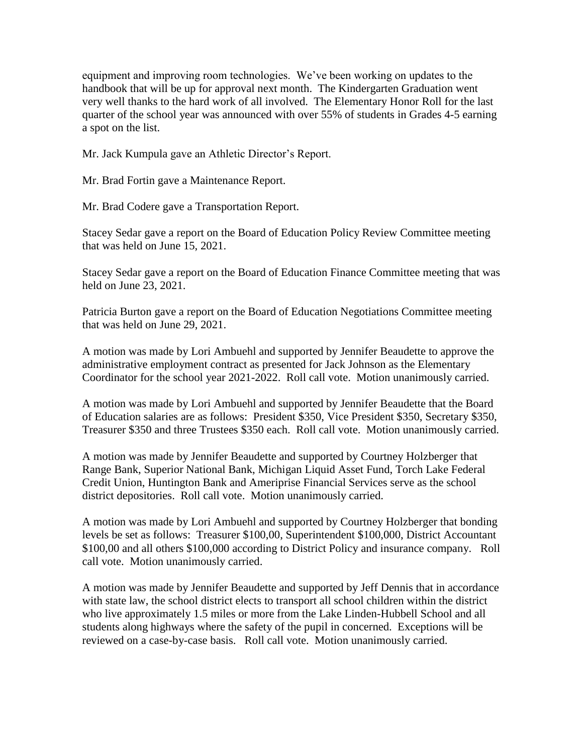equipment and improving room technologies. We've been working on updates to the handbook that will be up for approval next month. The Kindergarten Graduation went very well thanks to the hard work of all involved. The Elementary Honor Roll for the last quarter of the school year was announced with over 55% of students in Grades 4-5 earning a spot on the list.

Mr. Jack Kumpula gave an Athletic Director's Report.

Mr. Brad Fortin gave a Maintenance Report.

Mr. Brad Codere gave a Transportation Report.

Stacey Sedar gave a report on the Board of Education Policy Review Committee meeting that was held on June 15, 2021.

Stacey Sedar gave a report on the Board of Education Finance Committee meeting that was held on June 23, 2021.

Patricia Burton gave a report on the Board of Education Negotiations Committee meeting that was held on June 29, 2021.

A motion was made by Lori Ambuehl and supported by Jennifer Beaudette to approve the administrative employment contract as presented for Jack Johnson as the Elementary Coordinator for the school year 2021-2022. Roll call vote. Motion unanimously carried.

A motion was made by Lori Ambuehl and supported by Jennifer Beaudette that the Board of Education salaries are as follows: President $350, Vice President $350, Secretary $350, Treasurer $350 and three Trustees $350 each. Roll call vote. Motion unanimously carried.

A motion was made by Jennifer Beaudette and supported by Courtney Holzberger that Range Bank, Superior National Bank, Michigan Liquid Asset Fund, Torch Lake Federal Credit Union, Huntington Bank and Ameriprise Financial Services serve as the school district depositories. Roll call vote. Motion unanimously carried.

A motion was made by Lori Ambuehl and supported by Courtney Holzberger that bonding levels be set as follows: Treasurer $100,00, Superintendent $100,000, District Accountant $100,00 and all others $100,000 according to District Policy and insurance company. Roll call vote. Motion unanimously carried.

A motion was made by Jennifer Beaudette and supported by Jeff Dennis that in accordance with state law, the school district elects to transport all school children within the district who live approximately 1.5 miles or more from the Lake Linden-Hubbell School and all students along highways where the safety of the pupil in concerned. Exceptions will be reviewed on a case-by-case basis. Roll call vote. Motion unanimously carried.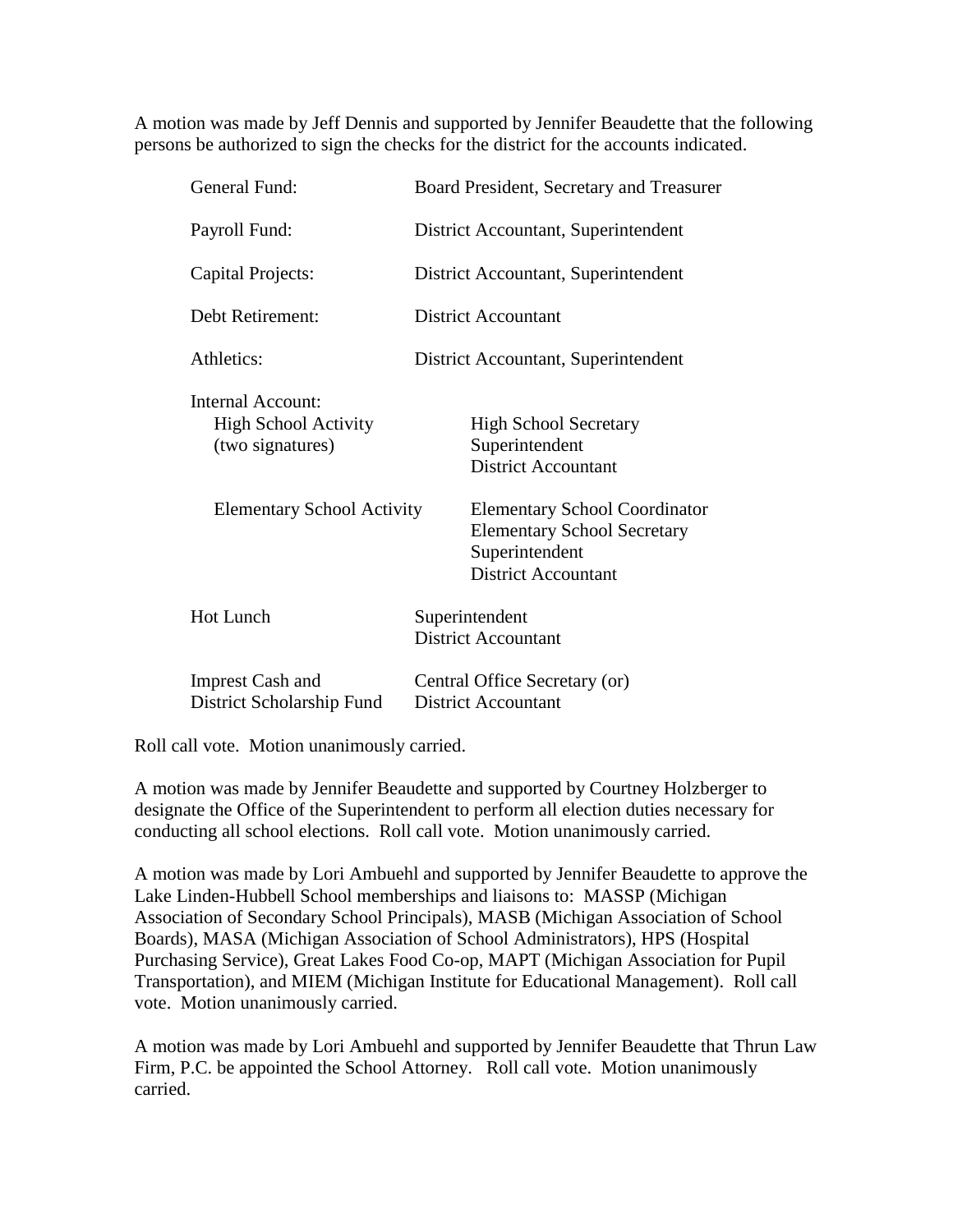A motion was made by Jeff Dennis and supported by Jennifer Beaudette that the following persons be authorized to sign the checks for the district for the accounts indicated.

| | |
|---|---|
| General Fund: | Board President, Secretary and Treasurer |
| Payroll Fund: | District Accountant, Superintendent |
| Capital Projects: | District Accountant, Superintendent |
| Debt Retirement: | District Accountant |
| Athletics: | District Accountant, Superintendent |
| Internal Account: | |
| High School Activity (two signatures) | High School Secretary<br>Superintendent<br>District Accountant |
| Elementary School Activity | Elementary School Coordinator<br>Elementary School Secretary<br>Superintendent<br>District Accountant |
| Hot Lunch | Superintendent<br>District Accountant |
| Imprest Cash and District Scholarship Fund | Central Office Secretary (or)<br>District Accountant |

Roll call vote. Motion unanimously carried.

A motion was made by Jennifer Beaudette and supported by Courtney Holzberger to designate the Office of the Superintendent to perform all election duties necessary for conducting all school elections. Roll call vote. Motion unanimously carried.

A motion was made by Lori Ambuehl and supported by Jennifer Beaudette to approve the Lake Linden-Hubbell School memberships and liaisons to: MASSP (Michigan Association of Secondary School Principals), MASB (Michigan Association of School Boards), MASA (Michigan Association of School Administrators), HPS (Hospital Purchasing Service), Great Lakes Food Co-op, MAPT (Michigan Association for Pupil Transportation), and MIEM (Michigan Institute for Educational Management). Roll call vote. Motion unanimously carried.

A motion was made by Lori Ambuehl and supported by Jennifer Beaudette that Thrun Law Firm, P.C. be appointed the School Attorney. Roll call vote. Motion unanimously carried.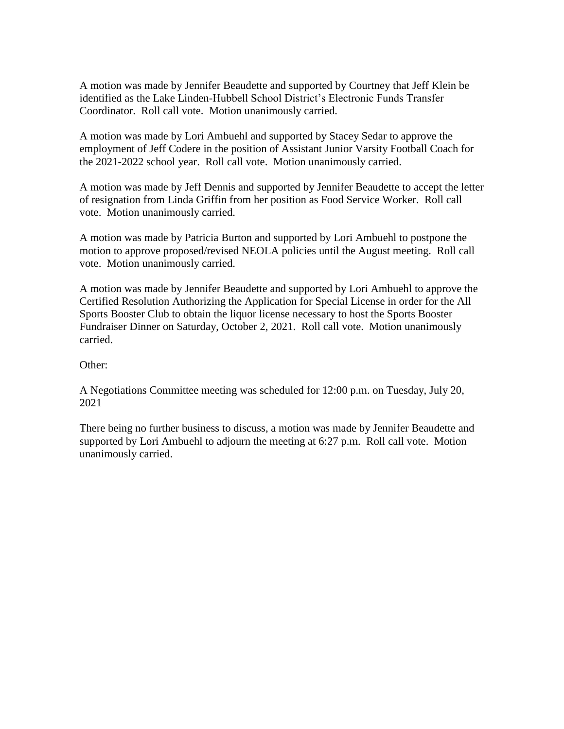A motion was made by Jennifer Beaudette and supported by Courtney that Jeff Klein be identified as the Lake Linden-Hubbell School District's Electronic Funds Transfer Coordinator. Roll call vote. Motion unanimously carried.

A motion was made by Lori Ambuehl and supported by Stacey Sedar to approve the employment of Jeff Codere in the position of Assistant Junior Varsity Football Coach for the 2021-2022 school year. Roll call vote. Motion unanimously carried.

A motion was made by Jeff Dennis and supported by Jennifer Beaudette to accept the letter of resignation from Linda Griffin from her position as Food Service Worker. Roll call vote. Motion unanimously carried.

A motion was made by Patricia Burton and supported by Lori Ambuehl to postpone the motion to approve proposed/revised NEOLA policies until the August meeting. Roll call vote. Motion unanimously carried.

A motion was made by Jennifer Beaudette and supported by Lori Ambuehl to approve the Certified Resolution Authorizing the Application for Special License in order for the All Sports Booster Club to obtain the liquor license necessary to host the Sports Booster Fundraiser Dinner on Saturday, October 2, 2021. Roll call vote. Motion unanimously carried.

Other:

A Negotiations Committee meeting was scheduled for 12:00 p.m. on Tuesday, July 20, 2021

There being no further business to discuss, a motion was made by Jennifer Beaudette and supported by Lori Ambuehl to adjourn the meeting at 6:27 p.m. Roll call vote. Motion unanimously carried.